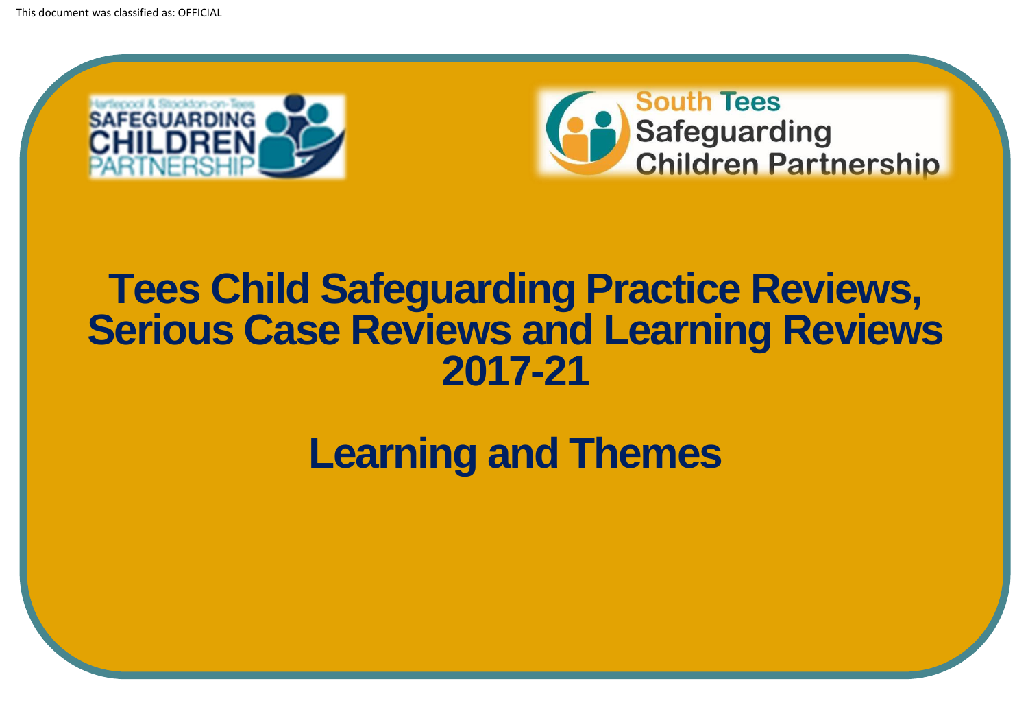This document was classified as: OFFICIAL

Hartlepool & Stockton-on-Tees SAFEGUARDING CHILDREN PARTNERSHIP

South Tees Safeguarding Children Partnership

# Tees Child Safeguarding Practice Reviews, Serious Case Reviews and Learning Reviews 2017-21

# Learning and Themes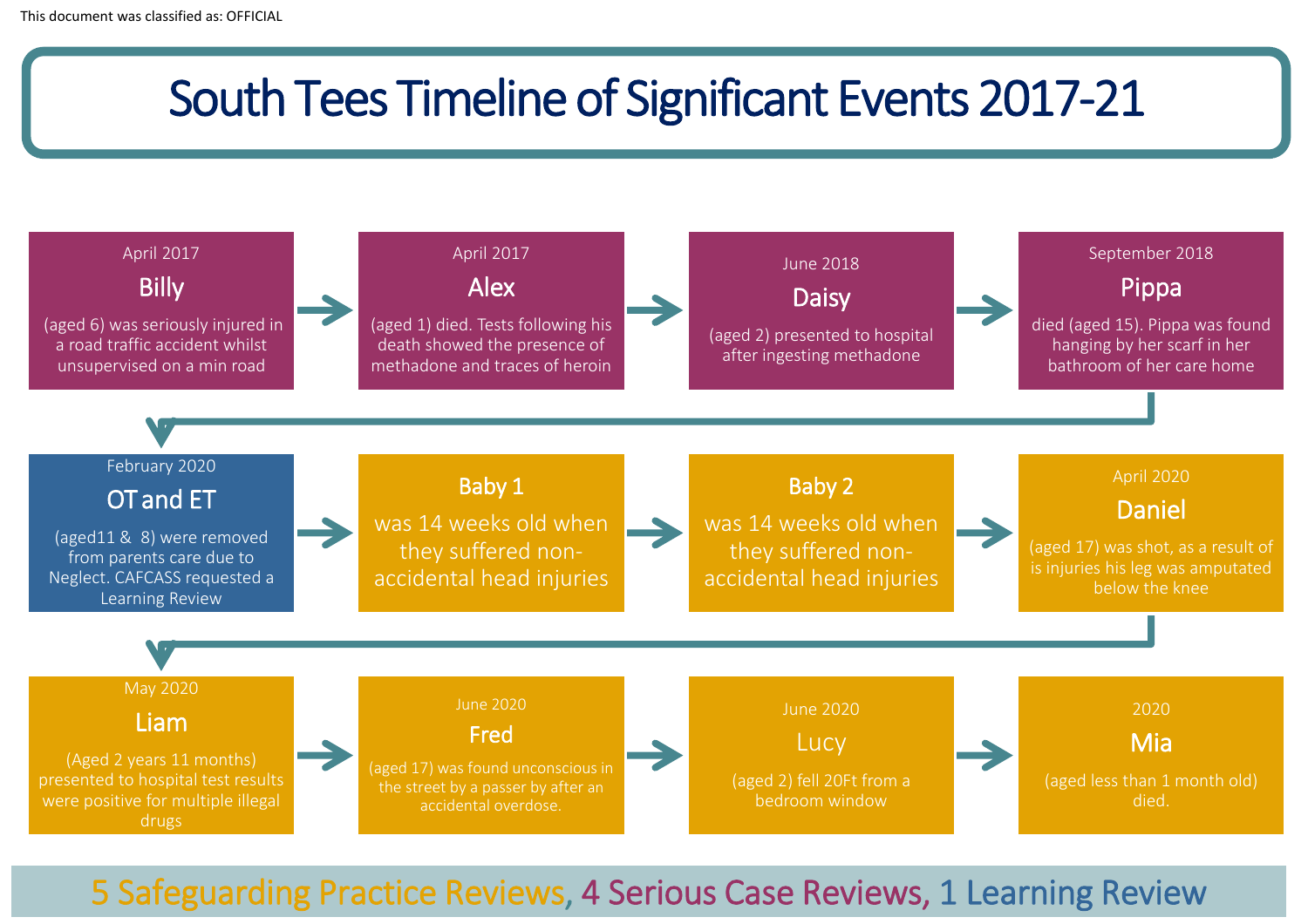This document was classified as: OFFICIAL

# South Tees Timeline of Significant Events 2017-21

**April 2017**
**Billy**
(aged 6) was seriously injured in a road traffic accident whilst unsupervised on a min road

**April 2017**
**Alex**
(aged 1) died. Tests following his death showed the presence of methadone and traces of heroin

**June 2018**
**Daisy**
(aged 2) presented to hospital after ingesting methadone

**September 2018**
**Pippa**
died (aged 15). Pippa was found hanging by her scarf in her bathroom of her care home

**February 2020**
**OT and ET**
(aged11 & 8) were removed from parents care due to Neglect. CAFCASS requested a Learning Review

**Baby 1**
was 14 weeks old when they suffered non-accidental head injuries

**Baby 2**
was 14 weeks old when they suffered non-accidental head injuries

**April 2020**
**Daniel**
(aged 17) was shot, as a result of is injuries his leg was amputated below the knee

**May 2020**
**Liam**
(Aged 2 years 11 months) presented to hospital test results were positive for multiple illegal drugs

**June 2020**
**Fred**
(aged 17) was found unconscious in the street by a passer by after an accidental overdose.

**June 2020**
**Lucy**
(aged 2) fell 20Ft from a bedroom window

**2020**
**Mia**
(aged less than 1 month old) died.

**5 Safeguarding Practice Reviews, 4 Serious Case Reviews, 1 Learning Review**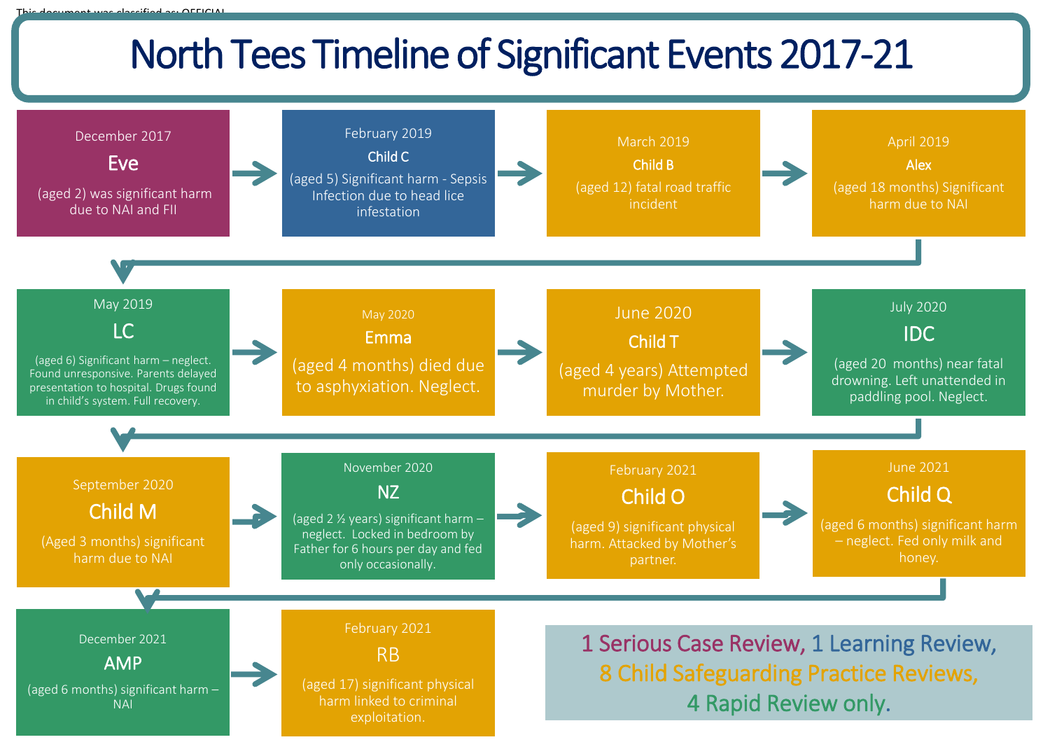# North Tees Timeline of Significant Events 2017-21

**December 2017**
**Eve**
(aged 2) was significant harm due to NAI and FII

**February 2019**
**Child C**
(aged 5) Significant harm - Sepsis Infection due to head lice infestation

**March 2019**
**Child B**
(aged 12) fatal road traffic incident

**April 2019**
**Alex**
(aged 18 months) Significant harm due to NAI

**May 2019**
**LC**
(aged 6) Significant harm – neglect. Found unresponsive. Parents delayed presentation to hospital. Drugs found in child's system. Full recovery.

**May 2020**
**Emma**
(aged 4 months) died due to asphyxiation. Neglect.

**June 2020**
**Child T**
(aged 4 years) Attempted murder by Mother.

**July 2020**
**IDC**
(aged 20 months) near fatal drowning. Left unattended in paddling pool. Neglect.

**September 2020**
**Child M**
(Aged 3 months) significant harm due to NAI

**November 2020**
**NZ**
(aged 2 ½ years) significant harm – neglect. Locked in bedroom by Father for 6 hours per day and fed only occasionally.

**February 2021**
**Child O**
(aged 9) significant physical harm. Attacked by Mother's partner.

**June 2021**
**Child Q**
(aged 6 months) significant harm – neglect. Fed only milk and honey.

**December 2021**
**AMP**
(aged 6 months) significant harm – NAI

**February 2021**
**RB**
(aged 17) significant physical harm linked to criminal exploitation.

1 Serious Case Review, 1 Learning Review,
8 Child Safeguarding Practice Reviews,
4 Rapid Review only.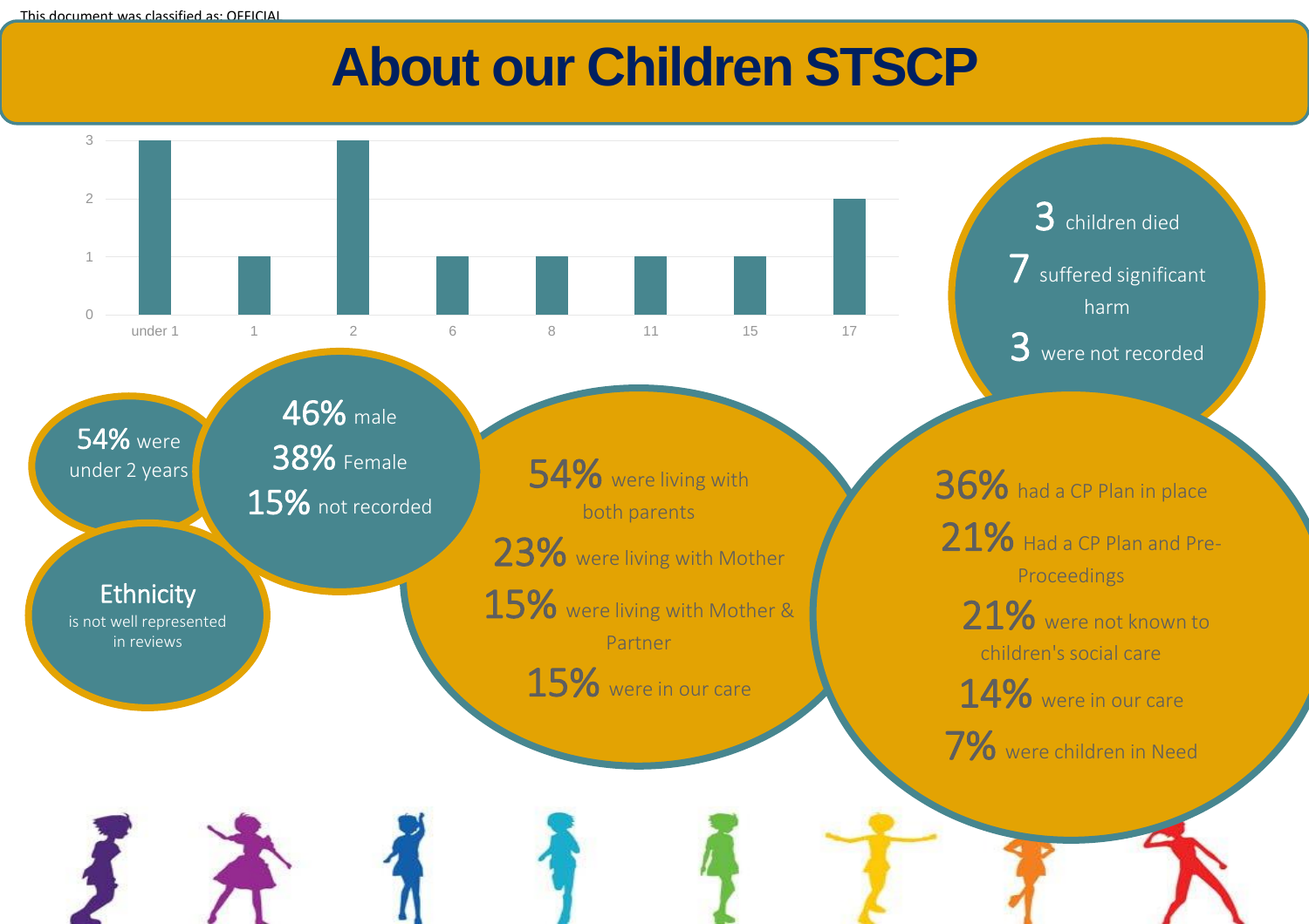# About our Children STSCP

| Age | Number of children |
|---|---|
| under 1 | 3 |
| 1 | 1 |
| 2 | 3 |
| 6 | 1 |
| 8 | 1 |
| 11 | 1 |
| 15 | 1 |
| 17 | 2 |

**3** children died

**7** suffered significant harm

**3** were not recorded

**54%** were under 2 years

**46%** male

**38%** Female

**15%** not recorded

**Ethnicity** is not well represented in reviews

**54%** were living with both parents

**23%** were living with Mother

**15%** were living with Mother & Partner

**15%** were in our care

**36%** had a CP Plan in place

**21%** Had a CP Plan and Pre-Proceedings

**21%** were not known to children's social care

**14%** were in our care

**7%** were children in Need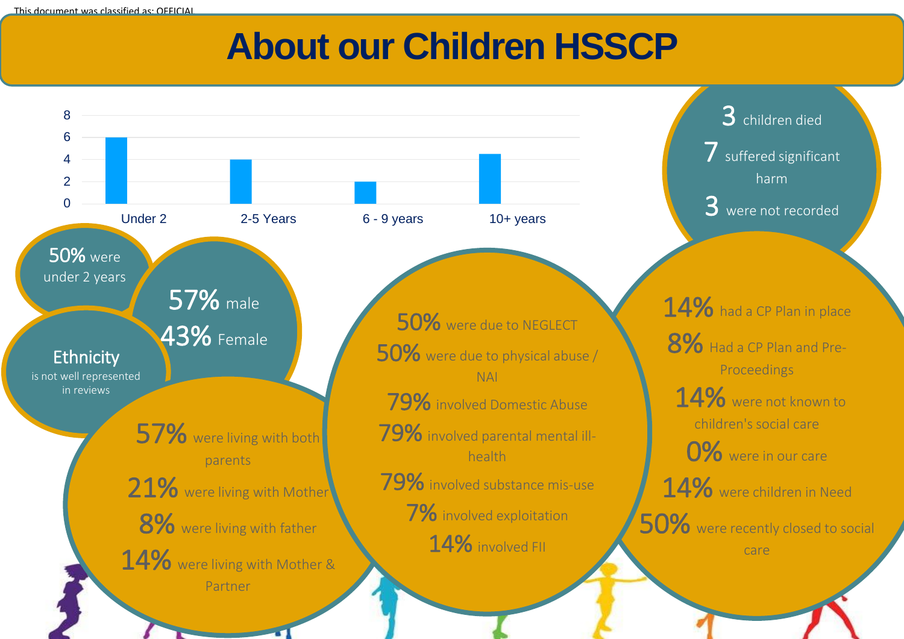This document was classified as: OFFICIAL

# About our Children HSSCP

| Age group | Value |
|---|---|
| Under 2 | 6 |
| 2-5 Years | 4 |
| 6 - 9 years | 2 |
| 10+ years | 4.5 |

3 children died

7 suffered significant harm

3 were not recorded

50% were under 2 years

57% male

43% Female

**Ethnicity**
is not well represented in reviews

57% were living with both parents

21% were living with Mother

8% were living with father

14% were living with Mother & Partner

50% were due to NEGLECT

50% were due to physical abuse / NAI

79% involved Domestic Abuse

79% involved parental mental ill-health

79% involved substance mis-use

7% involved exploitation

14% involved FII

14% had a CP Plan in place

8% Had a CP Plan and Pre-Proceedings

14% were not known to children's social care

0% were in our care

14% were children in Need

50% were recently closed to social care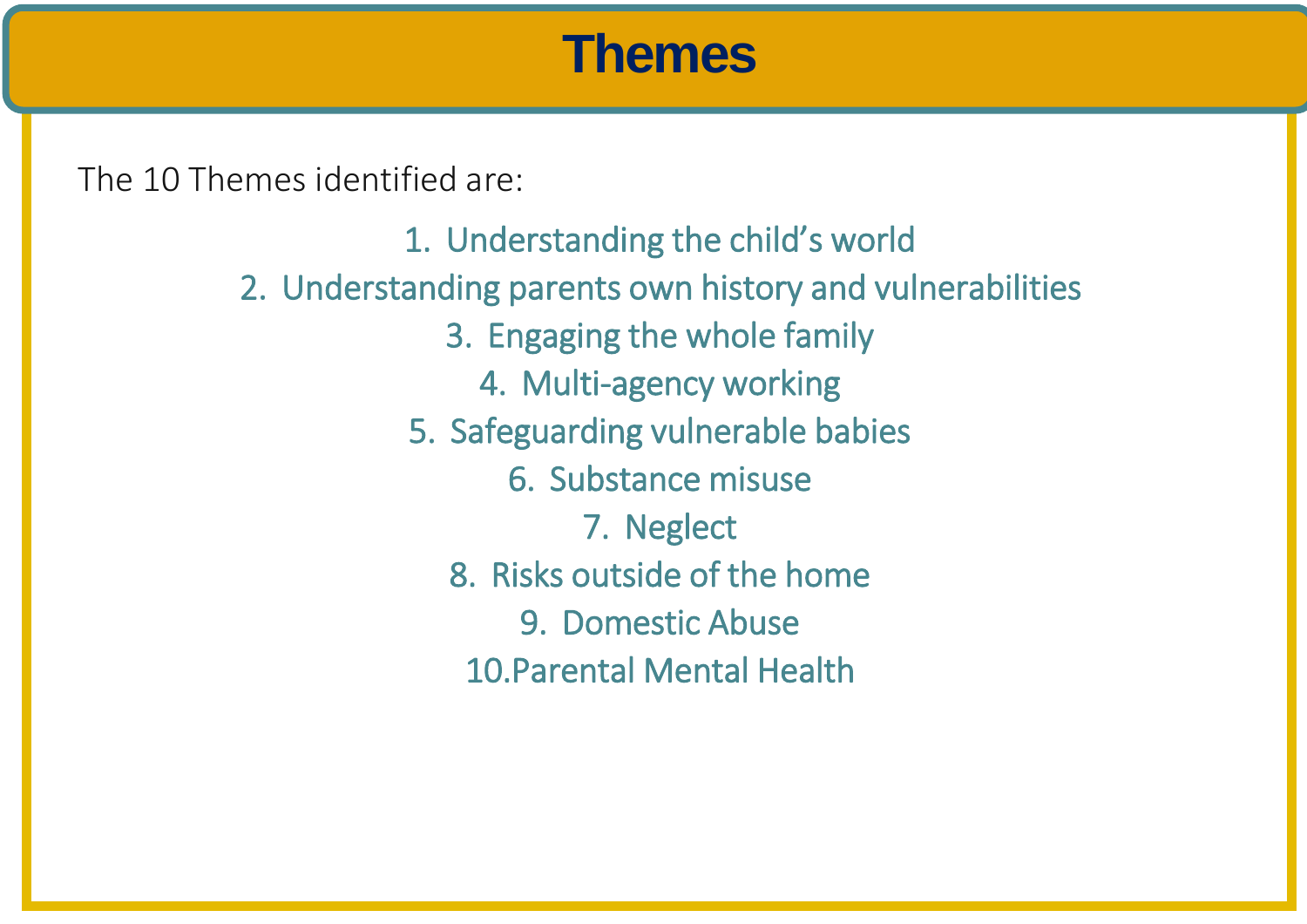# Themes

The 10 Themes identified are:

1. Understanding the child's world
2. Understanding parents own history and vulnerabilities
3. Engaging the whole family
4. Multi-agency working
5. Safeguarding vulnerable babies
6. Substance misuse
7. Neglect
8. Risks outside of the home
9. Domestic Abuse
10. Parental Mental Health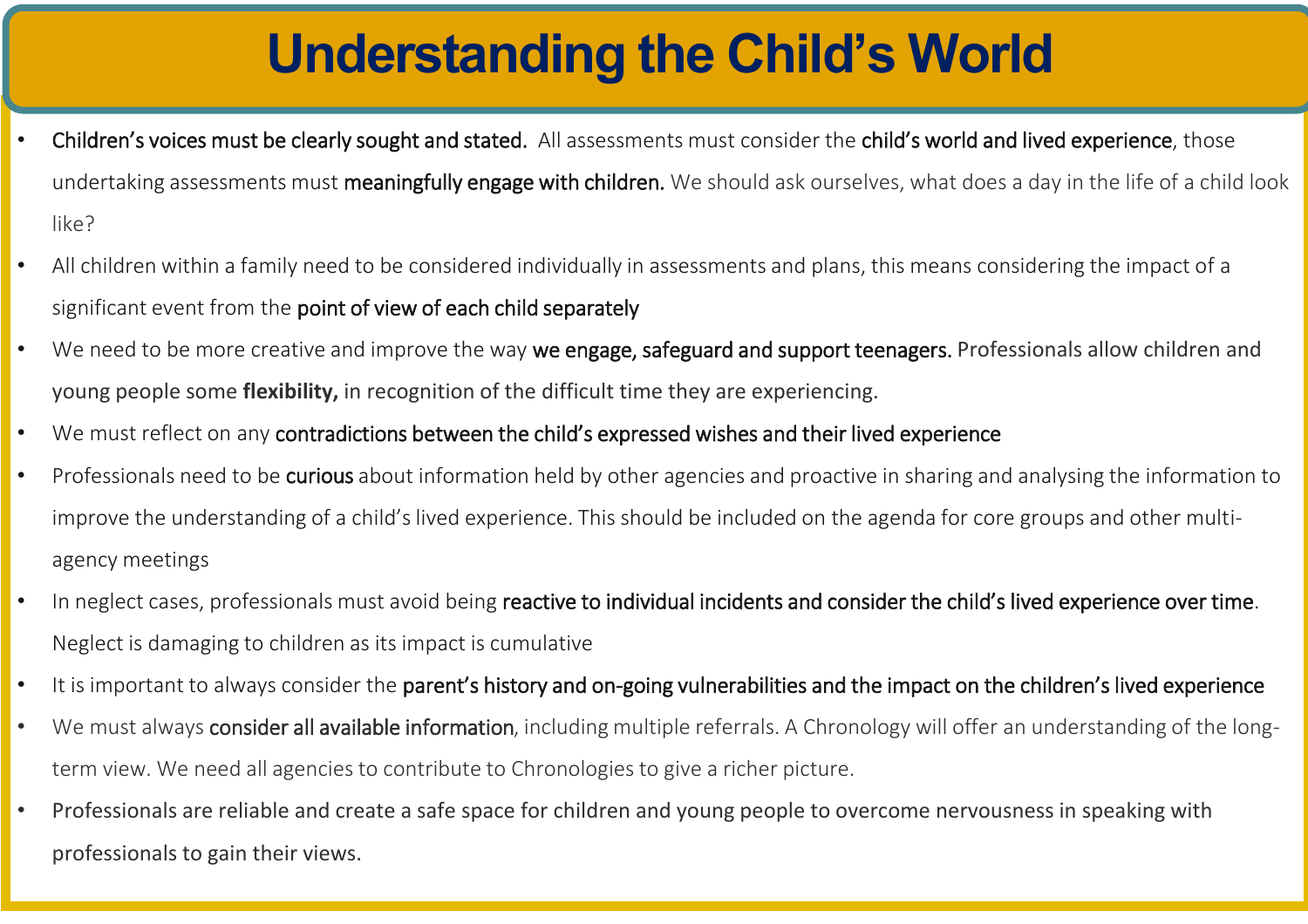# Understanding the Child's World

- **Children's voices must be clearly sought and stated.** All assessments must consider the **child's world and lived experience**, those undertaking assessments must **meaningfully engage with children.** We should ask ourselves, what does a day in the life of a child look like?
- All children within a family need to be considered individually in assessments and plans, this means considering the impact of a significant event from the **point of view of each child separately**
- We need to be more creative and improve the way **we engage, safeguard and support teenagers.** Professionals allow children and young people some **flexibility,** in recognition of the difficult time they are experiencing.
- We must reflect on any **contradictions between the child's expressed wishes and their lived experience**
- Professionals need to be **curious** about information held by other agencies and proactive in sharing and analysing the information to improve the understanding of a child's lived experience. This should be included on the agenda for core groups and other multi-agency meetings
- In neglect cases, professionals must avoid being **reactive to individual incidents and consider the child's lived experience over time**. Neglect is damaging to children as its impact is cumulative
- It is important to always consider the **parent's history and on-going vulnerabilities and the impact on the children's lived experience**
- We must always **consider all available information**, including multiple referrals. A Chronology will offer an understanding of the long-term view. We need all agencies to contribute to Chronologies to give a richer picture.
- Professionals are reliable and create a safe space for children and young people to overcome nervousness in speaking with professionals to gain their views.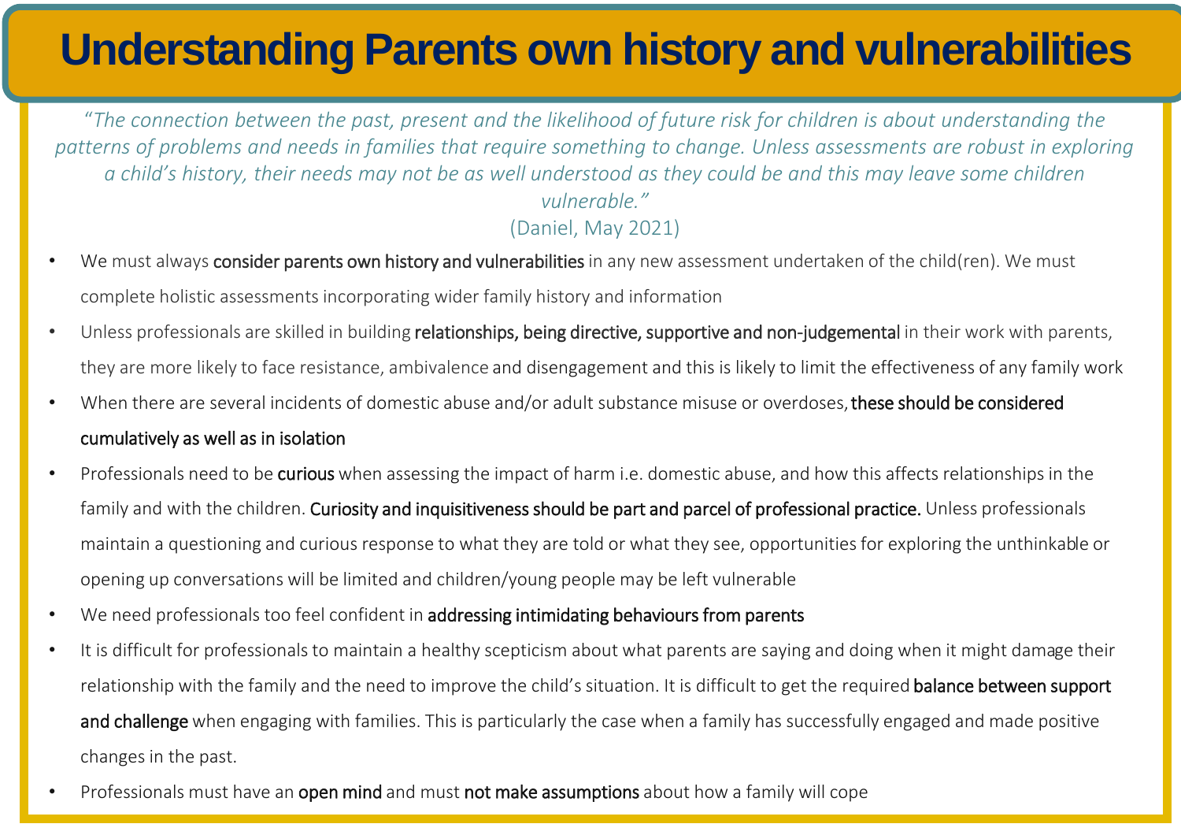# Understanding Parents own history and vulnerabilities

*"The connection between the past, present and the likelihood of future risk for children is about understanding the patterns of problems and needs in families that require something to change. Unless assessments are robust in exploring a child's history, their needs may not be as well understood as they could be and this may leave some children vulnerable."*

(Daniel, May 2021)

- We must always **consider parents own history and vulnerabilities** in any new assessment undertaken of the child(ren). We must complete holistic assessments incorporating wider family history and information
- Unless professionals are skilled in building **relationships, being directive, supportive and non-judgemental** in their work with parents, they are more likely to face resistance, ambivalence and disengagement and this is likely to limit the effectiveness of any family work
- When there are several incidents of domestic abuse and/or adult substance misuse or overdoses, **these should be considered cumulatively as well as in isolation**
- Professionals need to be **curious** when assessing the impact of harm i.e. domestic abuse, and how this affects relationships in the family and with the children. **Curiosity and inquisitiveness should be part and parcel of professional practice.** Unless professionals maintain a questioning and curious response to what they are told or what they see, opportunities for exploring the unthinkable or opening up conversations will be limited and children/young people may be left vulnerable
- We need professionals too feel confident in **addressing intimidating behaviours from parents**
- It is difficult for professionals to maintain a healthy scepticism about what parents are saying and doing when it might damage their relationship with the family and the need to improve the child's situation. It is difficult to get the required **balance between support and challenge** when engaging with families. This is particularly the case when a family has successfully engaged and made positive changes in the past.
- Professionals must have an **open mind** and must **not make assumptions** about how a family will cope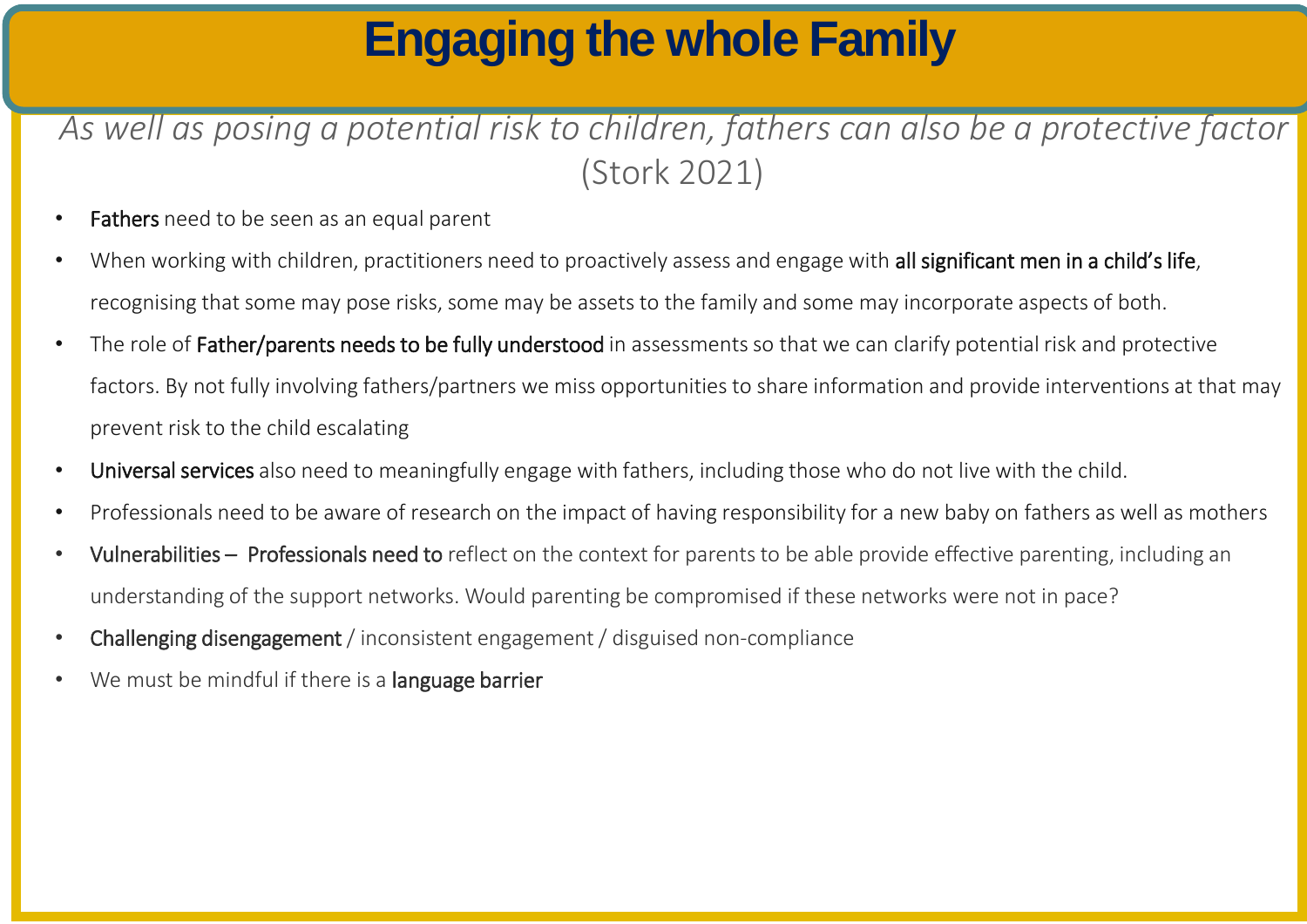# Engaging the whole Family

*As well as posing a potential risk to children, fathers can also be a protective factor* (Stork 2021)

- **Fathers** need to be seen as an equal parent
- When working with children, practitioners need to proactively assess and engage with **all significant men in a child's life**, recognising that some may pose risks, some may be assets to the family and some may incorporate aspects of both.
- The role of **Father/parents needs to be fully understood** in assessments so that we can clarify potential risk and protective factors. By not fully involving fathers/partners we miss opportunities to share information and provide interventions at that may prevent risk to the child escalating
- **Universal services** also need to meaningfully engage with fathers, including those who do not live with the child.
- Professionals need to be aware of research on the impact of having responsibility for a new baby on fathers as well as mothers
- **Vulnerabilities – Professionals need to** reflect on the context for parents to be able provide effective parenting, including an understanding of the support networks. Would parenting be compromised if these networks were not in pace?
- **Challenging disengagement** / inconsistent engagement / disguised non-compliance
- We must be mindful if there is a **language barrier**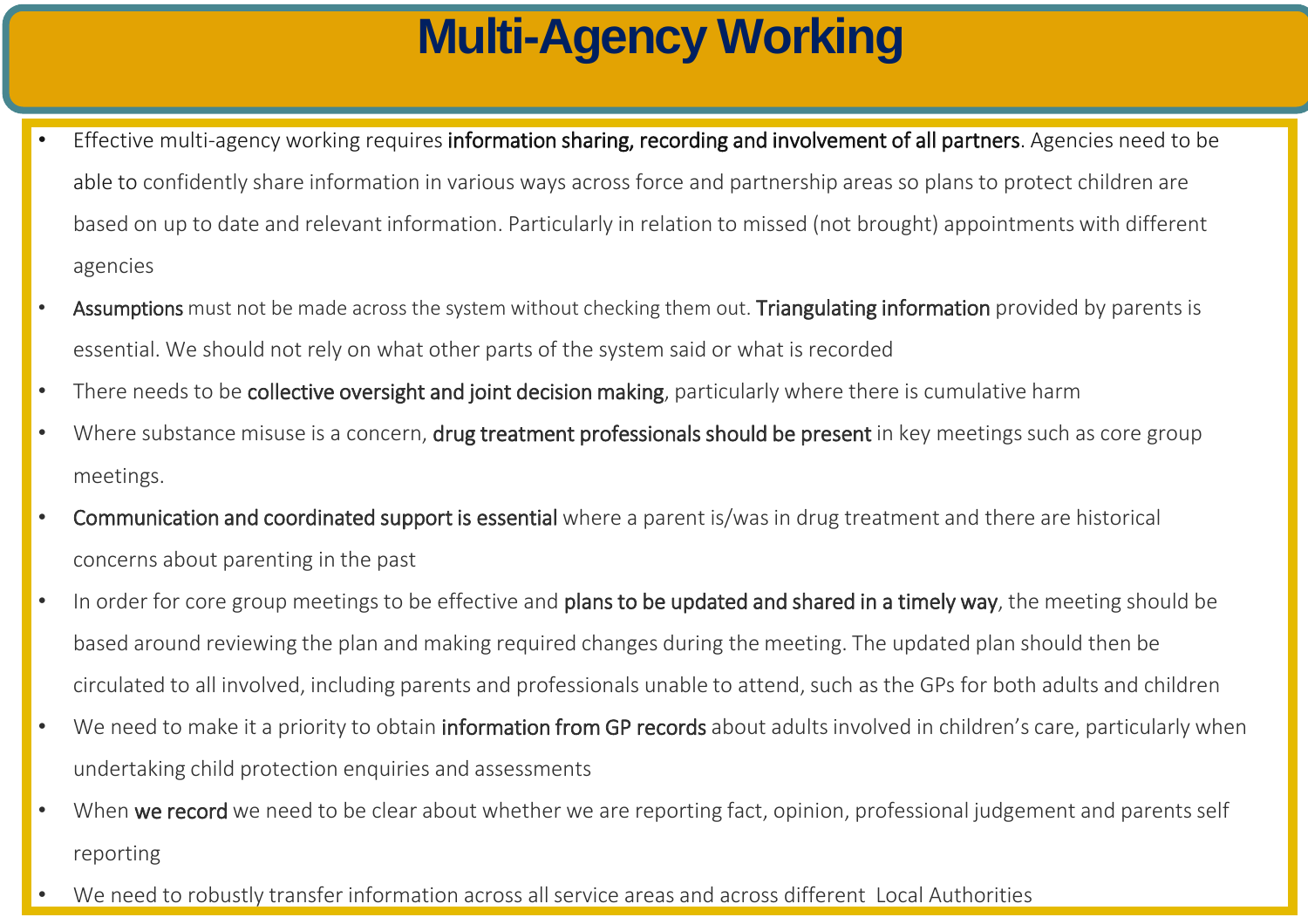# Multi-Agency Working

- Effective multi-agency working requires **information sharing, recording and involvement of all partners**. Agencies need to be able to confidently share information in various ways across force and partnership areas so plans to protect children are based on up to date and relevant information. Particularly in relation to missed (not brought) appointments with different agencies
- **Assumptions** must not be made across the system without checking them out. **Triangulating information** provided by parents is essential. We should not rely on what other parts of the system said or what is recorded
- There needs to be **collective oversight and joint decision making**, particularly where there is cumulative harm
- Where substance misuse is a concern, **drug treatment professionals should be present** in key meetings such as core group meetings.
- **Communication and coordinated support is essential** where a parent is/was in drug treatment and there are historical concerns about parenting in the past
- In order for core group meetings to be effective and **plans to be updated and shared in a timely way**, the meeting should be based around reviewing the plan and making required changes during the meeting. The updated plan should then be circulated to all involved, including parents and professionals unable to attend, such as the GPs for both adults and children
- We need to make it a priority to obtain **information from GP records** about adults involved in children's care, particularly when undertaking child protection enquiries and assessments
- When **we record** we need to be clear about whether we are reporting fact, opinion, professional judgement and parents self reporting
- We need to robustly transfer information across all service areas and across different Local Authorities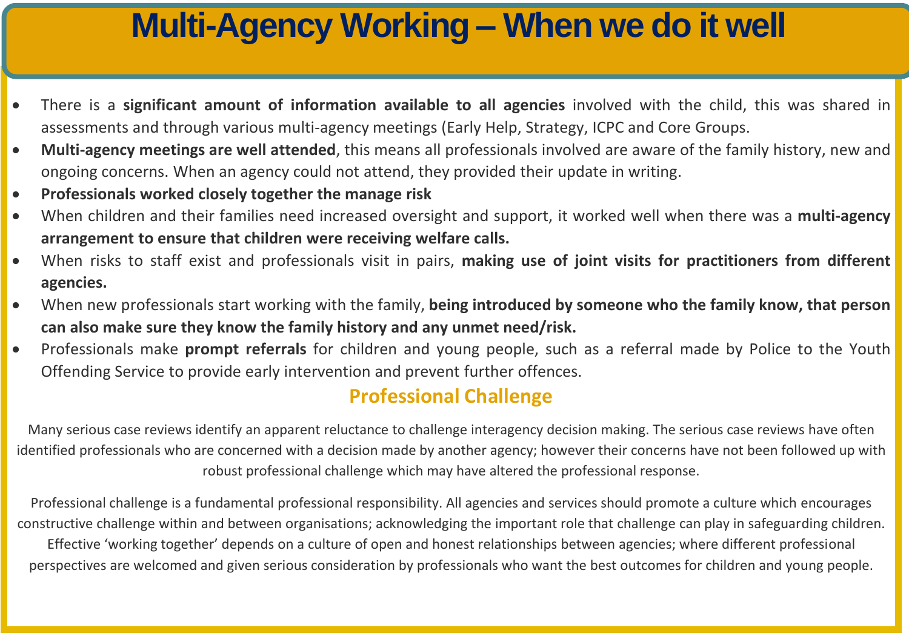# Multi-Agency Working – When we do it well

- There is a **significant amount of information available to all agencies** involved with the child, this was shared in assessments and through various multi-agency meetings (Early Help, Strategy, ICPC and Core Groups.
- **Multi-agency meetings are well attended**, this means all professionals involved are aware of the family history, new and ongoing concerns. When an agency could not attend, they provided their update in writing.
- **Professionals worked closely together the manage risk**
- When children and their families need increased oversight and support, it worked well when there was a **multi-agency arrangement to ensure that children were receiving welfare calls.**
- When risks to staff exist and professionals visit in pairs, **making use of joint visits for practitioners from different agencies.**
- When new professionals start working with the family, **being introduced by someone who the family know, that person can also make sure they know the family history and any unmet need/risk.**
- Professionals make **prompt referrals** for children and young people, such as a referral made by Police to the Youth Offending Service to provide early intervention and prevent further offences.

## Professional Challenge

Many serious case reviews identify an apparent reluctance to challenge interagency decision making. The serious case reviews have often identified professionals who are concerned with a decision made by another agency; however their concerns have not been followed up with robust professional challenge which may have altered the professional response.

Professional challenge is a fundamental professional responsibility. All agencies and services should promote a culture which encourages constructive challenge within and between organisations; acknowledging the important role that challenge can play in safeguarding children. Effective 'working together' depends on a culture of open and honest relationships between agencies; where different professional perspectives are welcomed and given serious consideration by professionals who want the best outcomes for children and young people.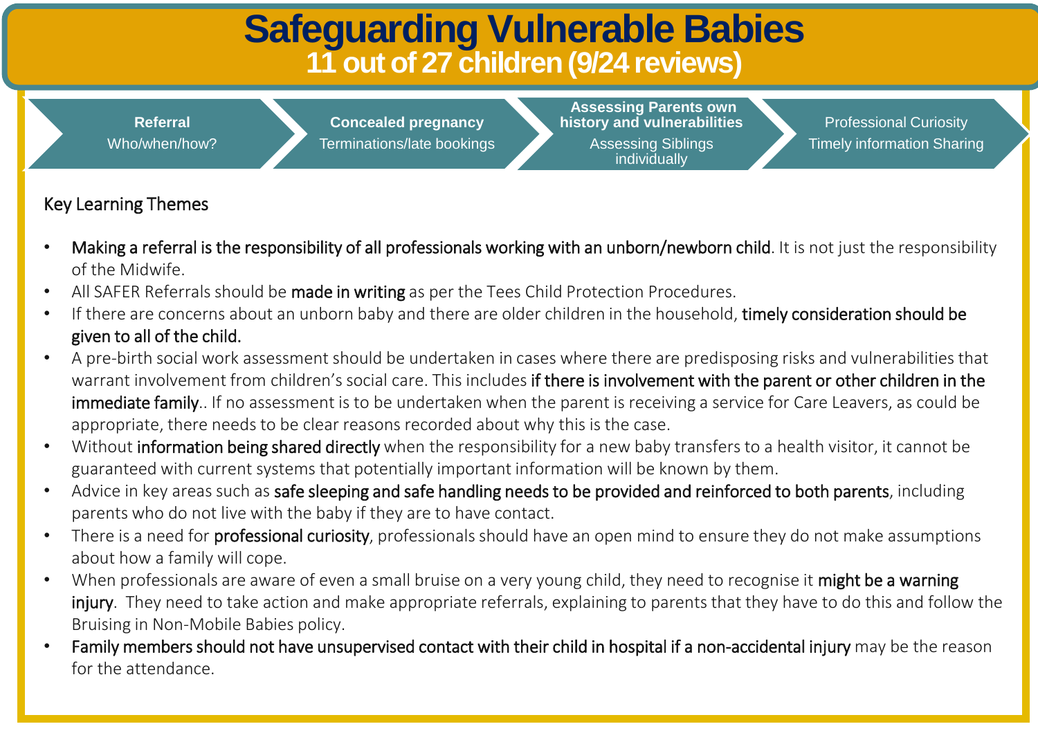# Safeguarding Vulnerable Babies

## 11 out of 27 children (9/24 reviews)

**Referral**
Who/when/how?

**Concealed pregnancy**
Terminations/late bookings

**Assessing Parents own history and vulnerabilities**
Assessing Siblings individually

Professional Curiosity
Timely information Sharing

Key Learning Themes

- **Making a referral is the responsibility of all professionals working with an unborn/newborn child**. It is not just the responsibility of the Midwife.
- All SAFER Referrals should be **made in writing** as per the Tees Child Protection Procedures.
- If there are concerns about an unborn baby and there are older children in the household, **timely consideration should be given to all of the child.**
- A pre-birth social work assessment should be undertaken in cases where there are predisposing risks and vulnerabilities that warrant involvement from children's social care. This includes **if there is involvement with the parent or other children in the immediate family**.. If no assessment is to be undertaken when the parent is receiving a service for Care Leavers, as could be appropriate, there needs to be clear reasons recorded about why this is the case.
- Without **information being shared directly** when the responsibility for a new baby transfers to a health visitor, it cannot be guaranteed with current systems that potentially important information will be known by them.
- Advice in key areas such as **safe sleeping and safe handling needs to be provided and reinforced to both parents**, including parents who do not live with the baby if they are to have contact.
- There is a need for **professional curiosity**, professionals should have an open mind to ensure they do not make assumptions about how a family will cope.
- When professionals are aware of even a small bruise on a very young child, they need to recognise it **might be a warning injury**. They need to take action and make appropriate referrals, explaining to parents that they have to do this and follow the Bruising in Non-Mobile Babies policy.
- **Family members should not have unsupervised contact with their child in hospital if a non-accidental injury** may be the reason for the attendance.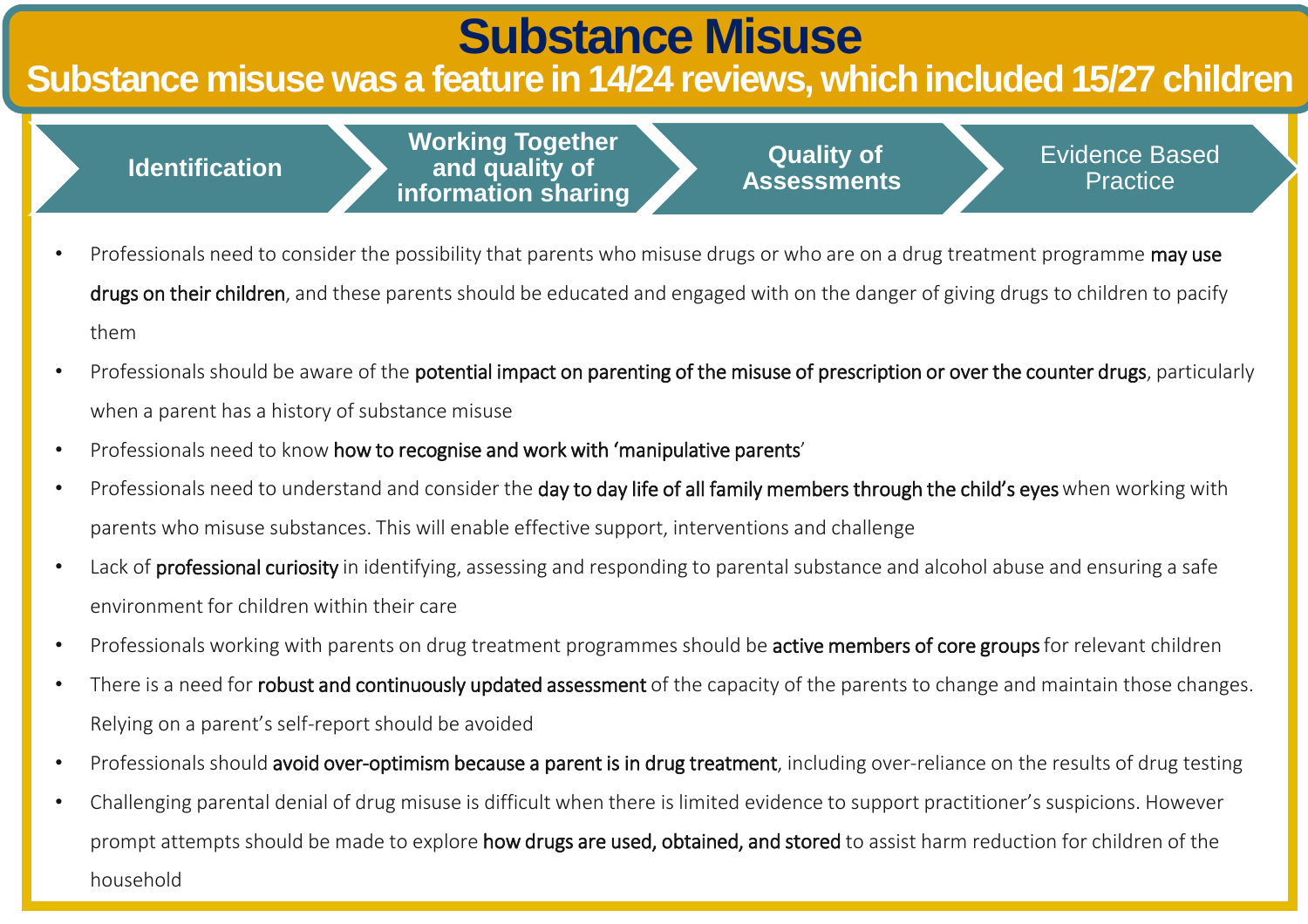# Substance Misuse

## Substance misuse was a feature in 14/24 reviews, which included 15/27 children

Identification | Working Together and quality of information sharing | Quality of Assessments | Evidence Based Practice

- Professionals need to consider the possibility that parents who misuse drugs or who are on a drug treatment programme **may use drugs on their children**, and these parents should be educated and engaged with on the danger of giving drugs to children to pacify them
- Professionals should be aware of the **potential impact on parenting of the misuse of prescription or over the counter drugs**, particularly when a parent has a history of substance misuse
- Professionals need to know **how to recognise and work with 'manipulative parents**'
- Professionals need to understand and consider the **day to day life of all family members through the child's eyes** when working with parents who misuse substances. This will enable effective support, interventions and challenge
- Lack of **professional curiosity** in identifying, assessing and responding to parental substance and alcohol abuse and ensuring a safe environment for children within their care
- Professionals working with parents on drug treatment programmes should be **active members of core groups** for relevant children
- There is a need for **robust and continuously updated assessment** of the capacity of the parents to change and maintain those changes. Relying on a parent's self-report should be avoided
- Professionals should **avoid over-optimism because a parent is in drug treatment**, including over-reliance on the results of drug testing
- Challenging parental denial of drug misuse is difficult when there is limited evidence to support practitioner's suspicions. However prompt attempts should be made to explore **how drugs are used, obtained, and stored** to assist harm reduction for children of the household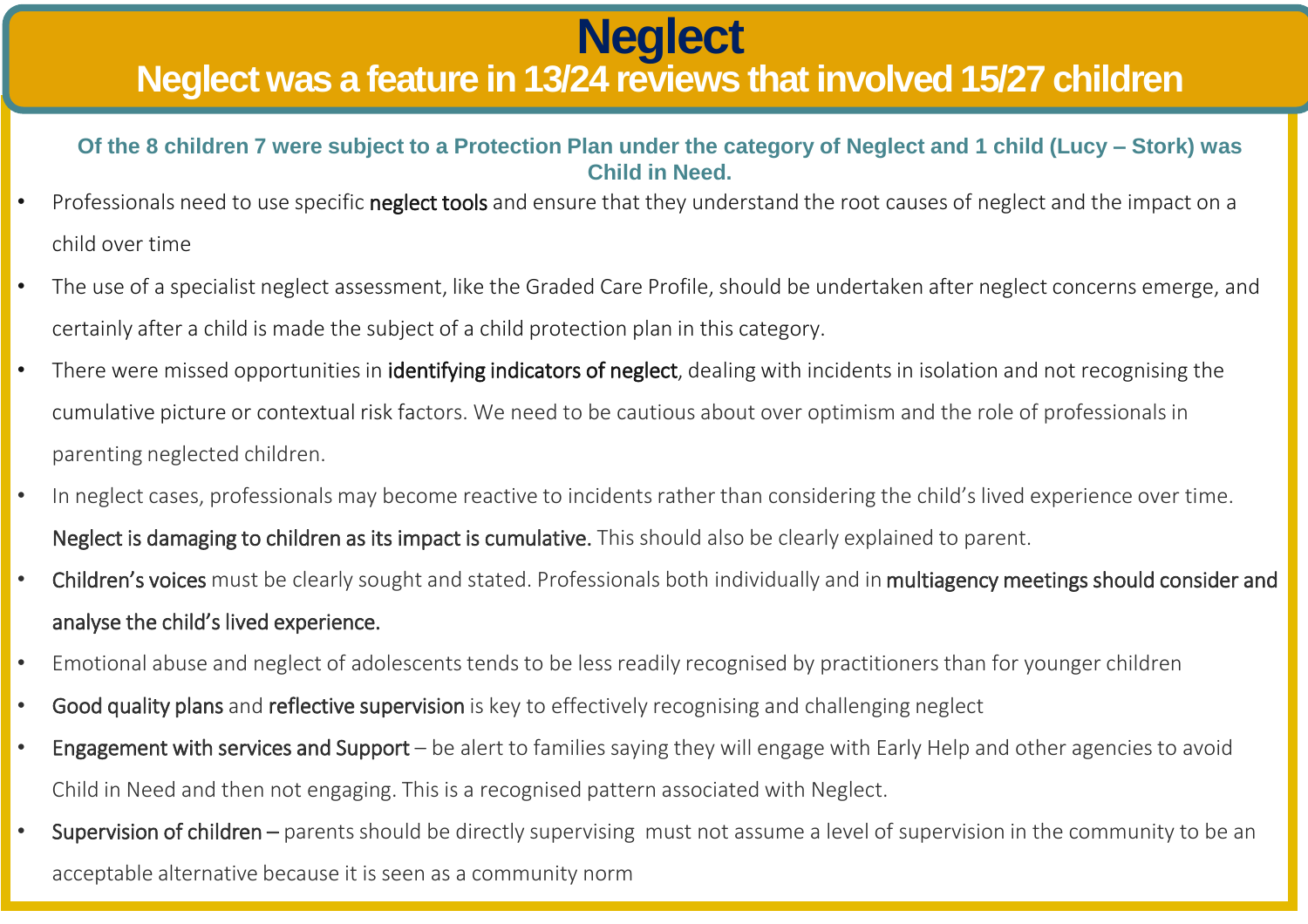# Neglect

## Neglect was a feature in 13/24 reviews that involved 15/27 children

**Of the 8 children 7 were subject to a Protection Plan under the category of Neglect and 1 child (Lucy – Stork) was Child in Need.**

- Professionals need to use specific **neglect tools** and ensure that they understand the root causes of neglect and the impact on a child over time
- The use of a specialist neglect assessment, like the Graded Care Profile, should be undertaken after neglect concerns emerge, and certainly after a child is made the subject of a child protection plan in this category.
- There were missed opportunities in **identifying indicators of neglect**, dealing with incidents in isolation and not recognising the cumulative picture or contextual risk factors. We need to be cautious about over optimism and the role of professionals in parenting neglected children.
- In neglect cases, professionals may become reactive to incidents rather than considering the child's lived experience over time. **Neglect is damaging to children as its impact is cumulative.** This should also be clearly explained to parent.
- **Children's voices** must be clearly sought and stated. Professionals both individually and in **multiagency meetings should consider and analyse the child's lived experience.**
- Emotional abuse and neglect of adolescents tends to be less readily recognised by practitioners than for younger children
- **Good quality plans** and **reflective supervision** is key to effectively recognising and challenging neglect
- **Engagement with services and Support** – be alert to families saying they will engage with Early Help and other agencies to avoid Child in Need and then not engaging. This is a recognised pattern associated with Neglect.
- **Supervision of children** – parents should be directly supervising must not assume a level of supervision in the community to be an acceptable alternative because it is seen as a community norm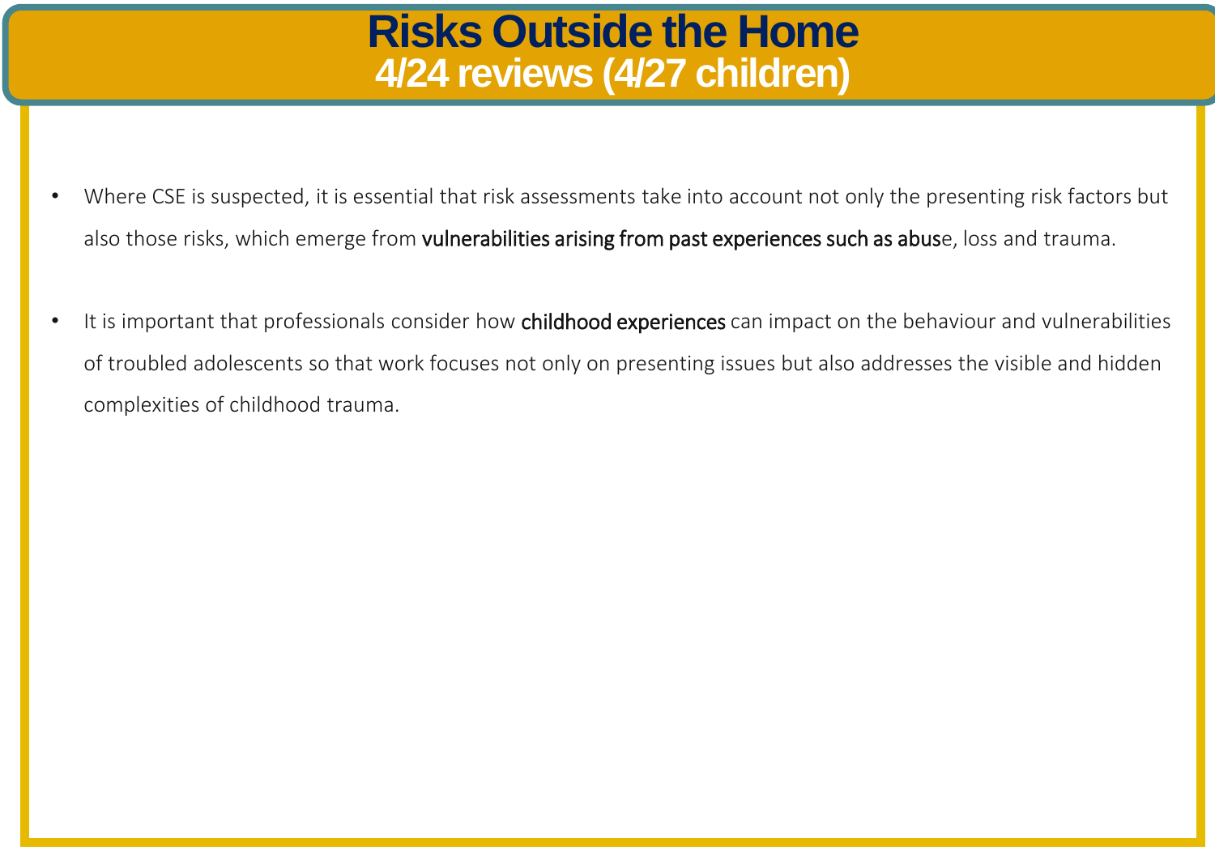# Risks Outside the Home
## 4/24 reviews (4/27 children)

- Where CSE is suspected, it is essential that risk assessments take into account not only the presenting risk factors but also those risks, which emerge from **vulnerabilities arising from past experiences such as abus**e, loss and trauma.

- It is important that professionals consider how **childhood experiences** can impact on the behaviour and vulnerabilities of troubled adolescents so that work focuses not only on presenting issues but also addresses the visible and hidden complexities of childhood trauma.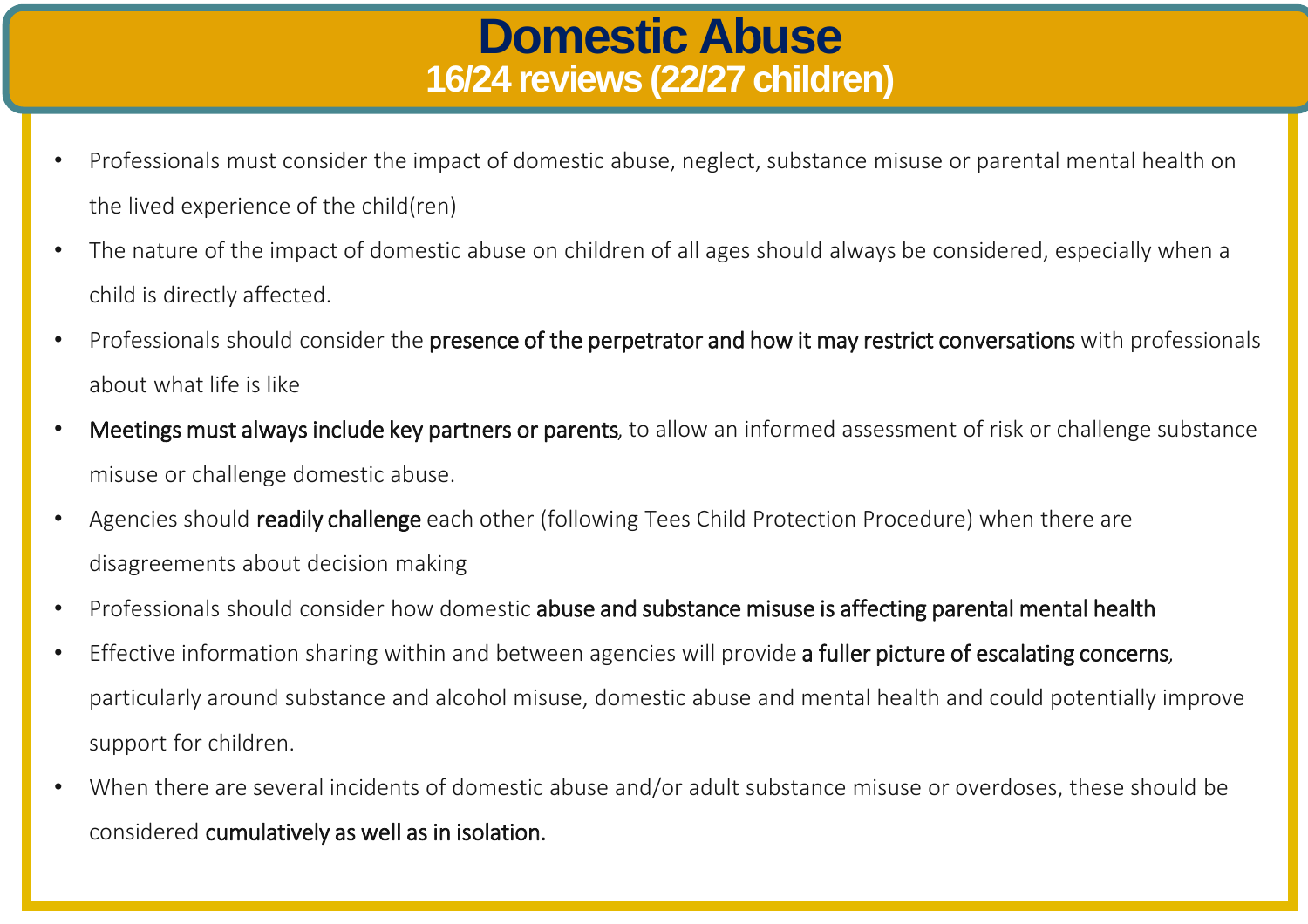# Domestic Abuse

## 16/24 reviews (22/27 children)

- Professionals must consider the impact of domestic abuse, neglect, substance misuse or parental mental health on the lived experience of the child(ren)
- The nature of the impact of domestic abuse on children of all ages should always be considered, especially when a child is directly affected.
- Professionals should consider the **presence of the perpetrator and how it may restrict conversations** with professionals about what life is like
- **Meetings must always include key partners or parents**, to allow an informed assessment of risk or challenge substance misuse or challenge domestic abuse.
- Agencies should **readily challenge** each other (following Tees Child Protection Procedure) when there are disagreements about decision making
- Professionals should consider how domestic **abuse and substance misuse is affecting parental mental health**
- Effective information sharing within and between agencies will provide **a fuller picture of escalating concerns**, particularly around substance and alcohol misuse, domestic abuse and mental health and could potentially improve support for children.
- When there are several incidents of domestic abuse and/or adult substance misuse or overdoses, these should be considered **cumulatively as well as in isolation.**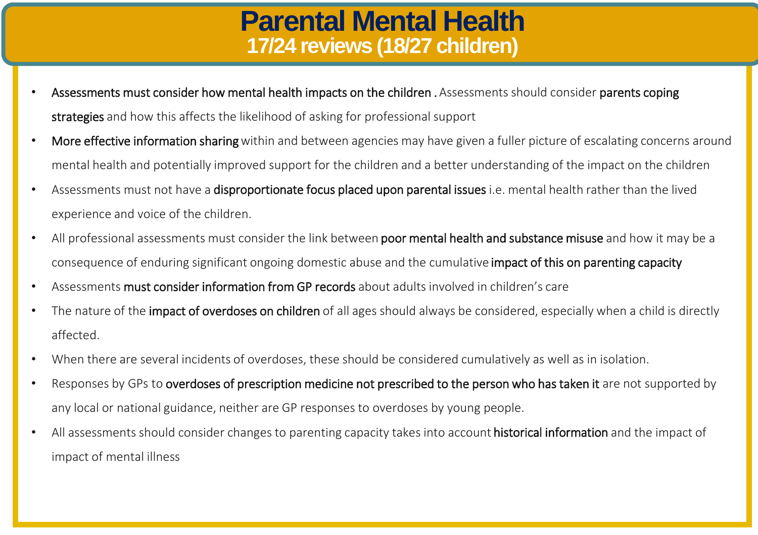# Parental Mental Health

## 17/24 reviews (18/27 children)

- **Assessments must consider how mental health impacts on the children .** Assessments should consider **parents coping strategies** and how this affects the likelihood of asking for professional support
- **More effective information sharing** within and between agencies may have given a fuller picture of escalating concerns around mental health and potentially improved support for the children and a better understanding of the impact on the children
- Assessments must not have a **disproportionate focus placed upon parental issues** i.e. mental health rather than the lived experience and voice of the children.
- All professional assessments must consider the link between **poor mental health and substance misuse** and how it may be a consequence of enduring significant ongoing domestic abuse and the cumulative **impact of this on parenting capacity**
- Assessments **must consider information from GP records** about adults involved in children's care
- The nature of the **impact of overdoses on children** of all ages should always be considered, especially when a child is directly affected.
- When there are several incidents of overdoses, these should be considered cumulatively as well as in isolation.
- Responses by GPs to **overdoses of prescription medicine not prescribed to the person who has taken it** are not supported by any local or national guidance, neither are GP responses to overdoses by young people.
- All assessments should consider changes to parenting capacity takes into account **historical information** and the impact of impact of mental illness